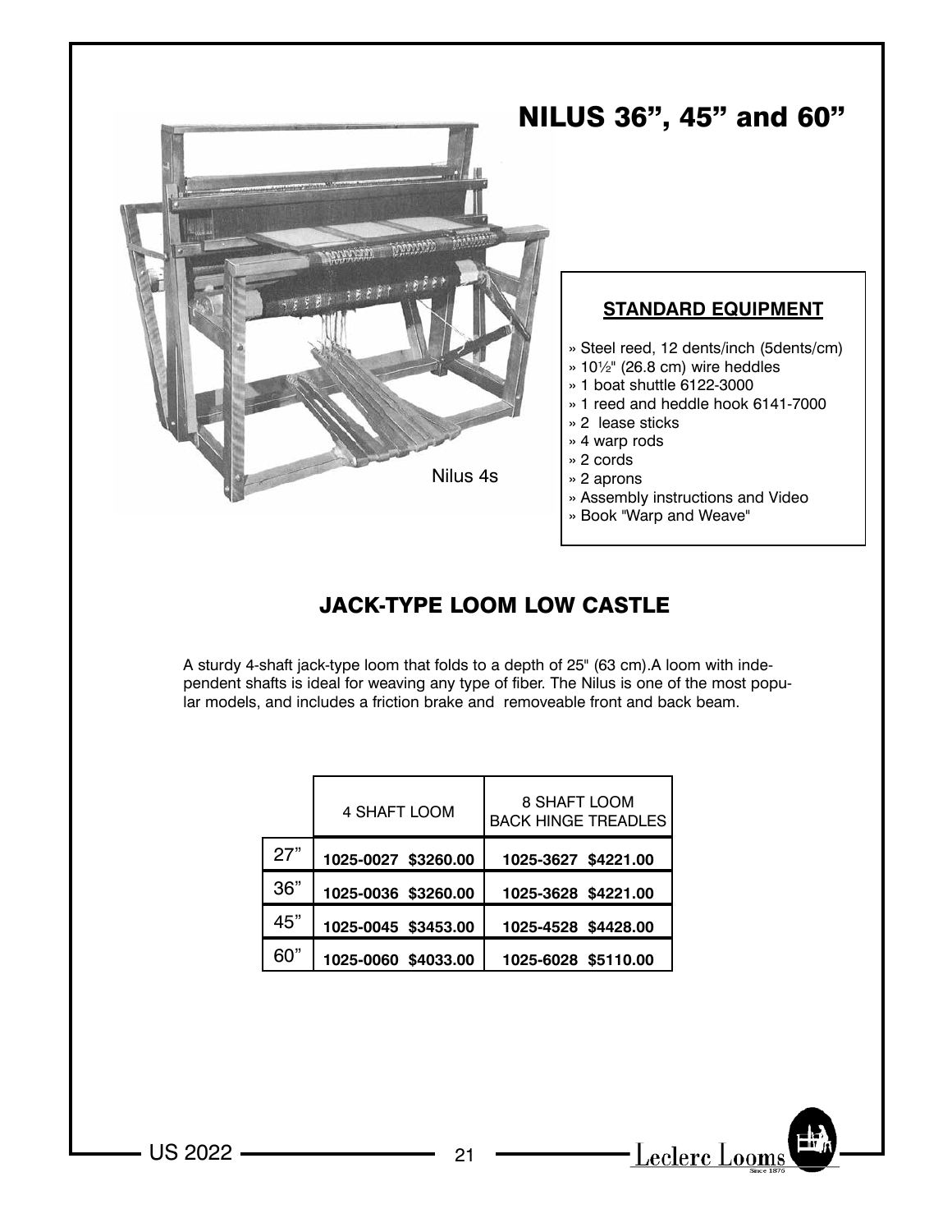# NILUS 36", 45" and 60"

Nilus 4s

### STANDARD EQUIPMENT

- Steel reed, 12 dents/inch (5dents/cm)
- 10½" (26.8 cm) wire heddles
- 1 boat shuttle 6122-3000
- 1 reed and heddle hook 6141-7000
- 2 lease sticks
- 4 warp rods
- 2 cords
- 2 aprons
- Assembly instructions and Video
- Book "Warp and Weave"

## JACK-TYPE LOOM LOW CASTLE

A sturdy 4-shaft jack-type loom that folds to a depth of 25" (63 cm).A loom with independent shafts is ideal for weaving any type of fiber. The Nilus is one of the most popular models, and includes a friction brake and removeable front and back beam.

| | 4 SHAFT LOOM | 8 SHAFT LOOM BACK HINGE TREADLES |
|---|---|---|
| 27" | **1025-0027 $3260.00** | **1025-3627 $4221.00** |
| 36" | **1025-0036 $3260.00** | **1025-3628 $4221.00** |
| 45" | **1025-0045 $3453.00** | **1025-4528 $4428.00** |
| 60" | **1025-0060 $4033.00** | **1025-6028 $5110.00** |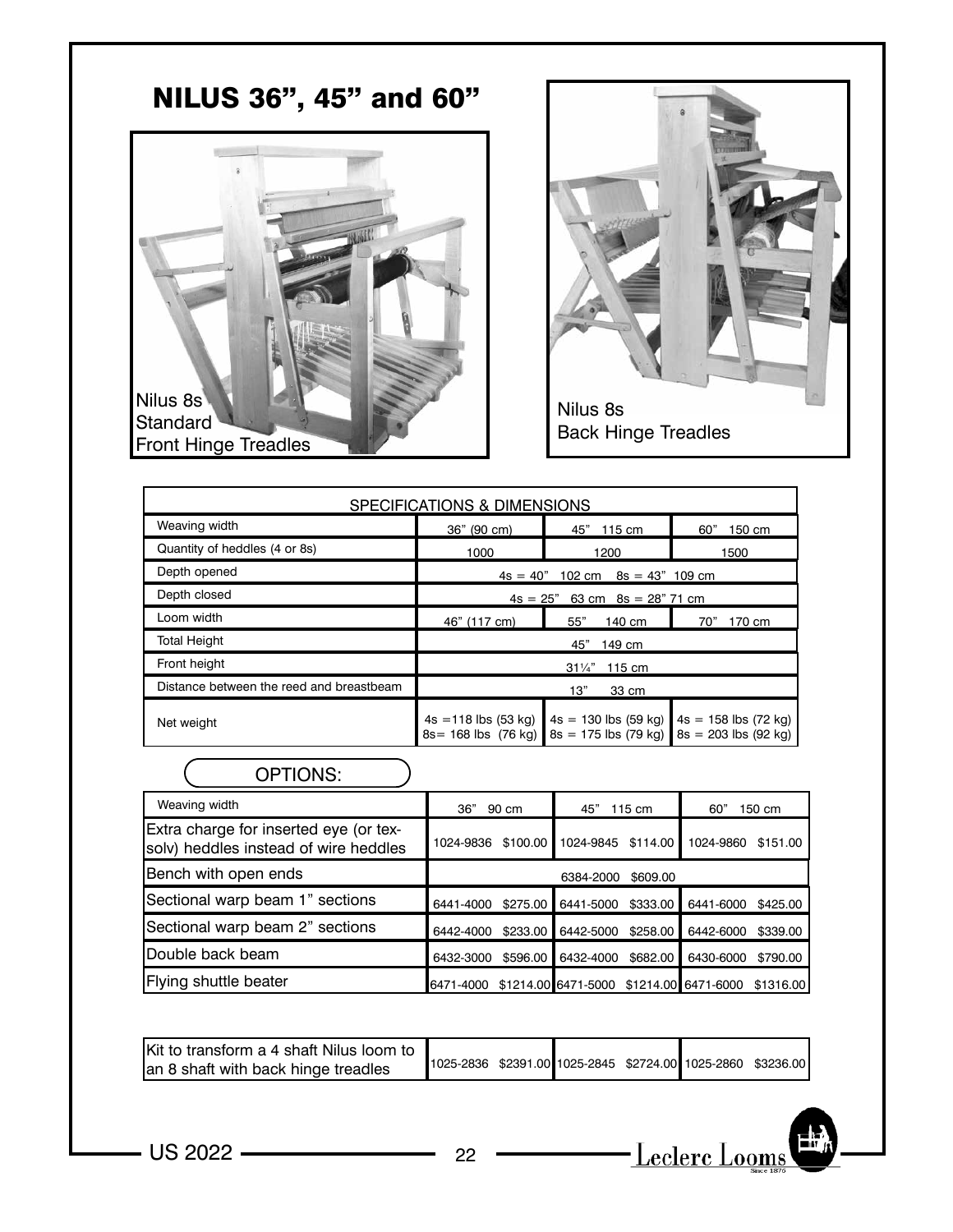# NILUS 36", 45" and 60"

Nilus 8s
Standard
Front Hinge Treadles

Nilus 8s
Back Hinge Treadles

| SPECIFICATIONS & DIMENSIONS | | | |
|---|---|---|---|
| Weaving width | 36" (90 cm) | 45" 115 cm | 60" 150 cm |
| Quantity of heddles (4 or 8s) | 1000 | 1200 | 1500 |
| Depth opened | 4s = 40" 102 cm 8s = 43" 109 cm | | |
| Depth closed | 4s = 25" 63 cm 8s = 28" 71 cm | | |
| Loom width | 46" (117 cm) | 55" 140 cm | 70" 170 cm |
| Total Height | 45" 149 cm | | |
| Front height | 31¼" 115 cm | | |
| Distance between the reed and breastbeam | 13" 33 cm | | |
| Net weight | 4s =118 lbs (53 kg) 8s= 168 lbs (76 kg) | 4s = 130 lbs (59 kg) 8s = 175 lbs (79 kg) | 4s = 158 lbs (72 kg) 8s = 203 lbs (92 kg) |

## OPTIONS:

| Weaving width | 36" 90 cm | | 45" 115 cm | | 60" 150 cm | |
|---|---|---|---|---|---|---|
| Extra charge for inserted eye (or tex-solv) heddles instead of wire heddles | 1024-9836 | $100.00 | 1024-9845 | $114.00 | 1024-9860 | $151.00 |
| Bench with open ends | | | 6384-2000 | $609.00 | | |
| Sectional warp beam 1" sections | 6441-4000 | $275.00 | 6441-5000 | $333.00 | 6441-6000 | $425.00 |
| Sectional warp beam 2" sections | 6442-4000 | $233.00 | 6442-5000 | $258.00 | 6442-6000 | $339.00 |
| Double back beam | 6432-3000 | $596.00 | 6432-4000 | $682.00 | 6430-6000 | $790.00 |
| Flying shuttle beater | 6471-4000 | $1214.00 | 6471-5000 | $1214.00 | 6471-6000 | $1316.00 |

| | | | | | | |
|---|---|---|---|---|---|---|
| Kit to transform a 4 shaft Nilus loom to an 8 shaft with back hinge treadles | 1025-2836 | $2391.00 | 1025-2845 | $2724.00 | 1025-2860 | $3236.00 |